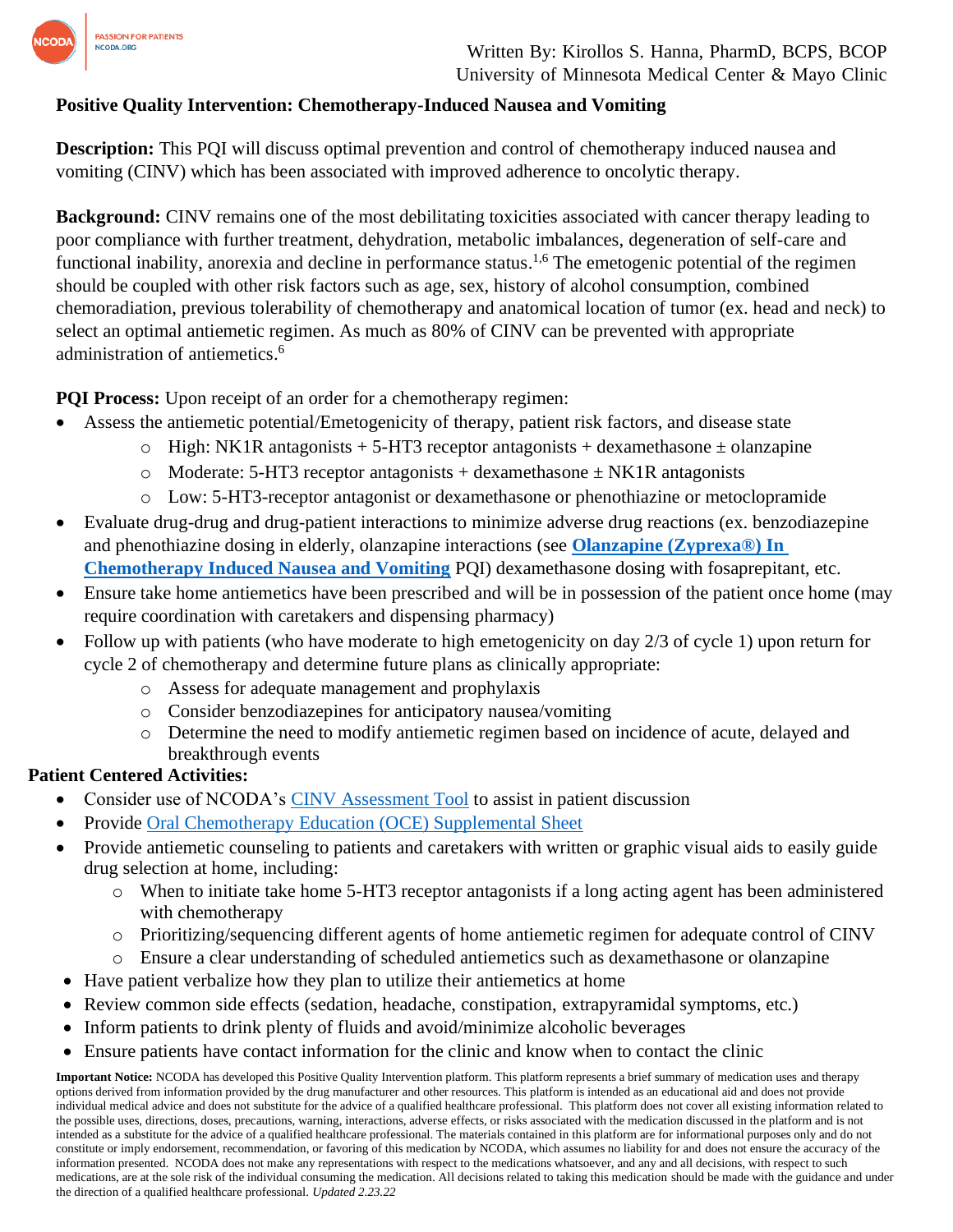Written By: Kirollos S. Hanna, PharmD, BCPS, BCOP
University of Minnesota Medical Center & Mayo Clinic

**Positive Quality Intervention: Chemotherapy-Induced Nausea and Vomiting**

**Description:** This PQI will discuss optimal prevention and control of chemotherapy induced nausea and vomiting (CINV) which has been associated with improved adherence to oncolytic therapy.

**Background:** CINV remains one of the most debilitating toxicities associated with cancer therapy leading to poor compliance with further treatment, dehydration, metabolic imbalances, degeneration of self-care and functional inability, anorexia and decline in performance status.[1,6] The emetogenic potential of the regimen should be coupled with other risk factors such as age, sex, history of alcohol consumption, combined chemoradiation, previous tolerability of chemotherapy and anatomical location of tumor (ex. head and neck) to select an optimal antiemetic regimen. As much as 80% of CINV can be prevented with appropriate administration of antiemetics.[6]

**PQI Process:** Upon receipt of an order for a chemotherapy regimen:

- Assess the antiemetic potential/Emetogenicity of therapy, patient risk factors, and disease state
  - High: NK1R antagonists + 5-HT3 receptor antagonists + dexamethasone ± olanzapine
  - Moderate: 5-HT3 receptor antagonists + dexamethasone ± NK1R antagonists
  - Low: 5-HT3-receptor antagonist or dexamethasone or phenothiazine or metoclopramide
- Evaluate drug-drug and drug-patient interactions to minimize adverse drug reactions (ex. benzodiazepine and phenothiazine dosing in elderly, olanzapine interactions (see **Olanzapine (Zyprexa®) In Chemotherapy Induced Nausea and Vomiting** PQI) dexamethasone dosing with fosaprepitant, etc.
- Ensure take home antiemetics have been prescribed and will be in possession of the patient once home (may require coordination with caretakers and dispensing pharmacy)
- Follow up with patients (who have moderate to high emetogenicity on day 2/3 of cycle 1) upon return for cycle 2 of chemotherapy and determine future plans as clinically appropriate:
  - Assess for adequate management and prophylaxis
  - Consider benzodiazepines for anticipatory nausea/vomiting
  - Determine the need to modify antiemetic regimen based on incidence of acute, delayed and breakthrough events

**Patient Centered Activities:**

- Consider use of NCODA's CINV Assessment Tool to assist in patient discussion
- Provide Oral Chemotherapy Education (OCE) Supplemental Sheet
- Provide antiemetic counseling to patients and caretakers with written or graphic visual aids to easily guide drug selection at home, including:
  - When to initiate take home 5-HT3 receptor antagonists if a long acting agent has been administered with chemotherapy
  - Prioritizing/sequencing different agents of home antiemetic regimen for adequate control of CINV
  - Ensure a clear understanding of scheduled antiemetics such as dexamethasone or olanzapine
- Have patient verbalize how they plan to utilize their antiemetics at home
- Review common side effects (sedation, headache, constipation, extrapyramidal symptoms, etc.)
- Inform patients to drink plenty of fluids and avoid/minimize alcoholic beverages
- Ensure patients have contact information for the clinic and know when to contact the clinic

**Important Notice:** NCODA has developed this Positive Quality Intervention platform. This platform represents a brief summary of medication uses and therapy options derived from information provided by the drug manufacturer and other resources. This platform is intended as an educational aid and does not provide individual medical advice and does not substitute for the advice of a qualified healthcare professional. This platform does not cover all existing information related to the possible uses, directions, doses, precautions, warning, interactions, adverse effects, or risks associated with the medication discussed in the platform and is not intended as a substitute for the advice of a qualified healthcare professional. The materials contained in this platform are for informational purposes only and do not constitute or imply endorsement, recommendation, or favoring of this medication by NCODA, which assumes no liability for and does not ensure the accuracy of the information presented. NCODA does not make any representations with respect to the medications whatsoever, and any and all decisions, with respect to such medications, are at the sole risk of the individual consuming the medication. All decisions related to taking this medication should be made with the guidance and under the direction of a qualified healthcare professional. *Updated 2.23.22*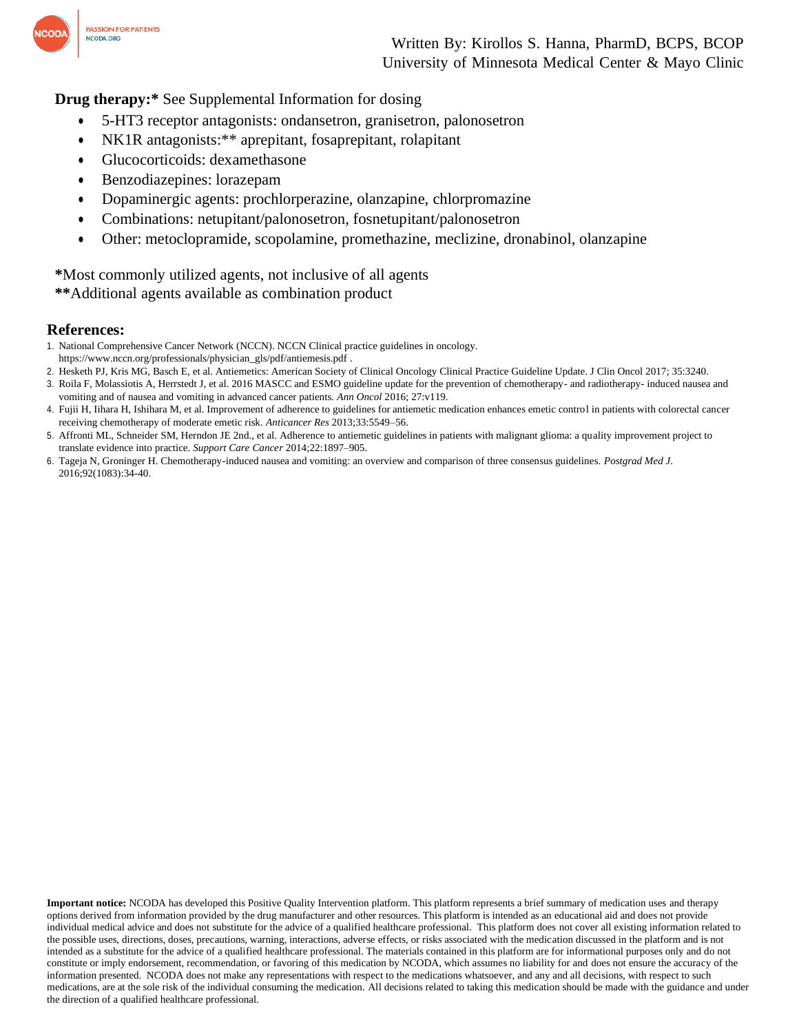**Drug therapy:*** See Supplemental Information for dosing

- 5-HT3 receptor antagonists: ondansetron, granisetron, palonosetron
- NK1R antagonists:** aprepitant, fosaprepitant, rolapitant
- Glucocorticoids: dexamethasone
- Benzodiazepines: lorazepam
- Dopaminergic agents: prochlorperazine, olanzapine, chlorpromazine
- Combinations: netupitant/palonosetron, fosnetupitant/palonosetron
- Other: metoclopramide, scopolamine, promethazine, meclizine, dronabinol, olanzapine

*Most commonly utilized agents, not inclusive of all agents

**Additional agents available as combination product

## References:

1. National Comprehensive Cancer Network (NCCN). NCCN Clinical practice guidelines in oncology. https://www.nccn.org/professionals/physician_gls/pdf/antiemesis.pdf .
2. Hesketh PJ, Kris MG, Basch E, et al. Antiemetics: American Society of Clinical Oncology Clinical Practice Guideline Update. J Clin Oncol 2017; 35:3240.
3. Roila F, Molassiotis A, Herrstedt J, et al. 2016 MASCC and ESMO guideline update for the prevention of chemotherapy- and radiotherapy- induced nausea and vomiting and of nausea and vomiting in advanced cancer patients. *Ann Oncol* 2016; 27:v119.
4. Fujii H, Iihara H, Ishihara M, et al. Improvement of adherence to guidelines for antiemetic medication enhances emetic control in patients with colorectal cancer receiving chemotherapy of moderate emetic risk. *Anticancer Res* 2013;33:5549–56.
5. Affronti ML, Schneider SM, Herndon JE 2nd., et al. Adherence to antiemetic guidelines in patients with malignant glioma: a quality improvement project to translate evidence into practice. *Support Care Cancer* 2014;22:1897–905.
6. Tageja N, Groninger H. Chemotherapy-induced nausea and vomiting: an overview and comparison of three consensus guidelines. *Postgrad Med J*. 2016;92(1083):34-40.

**Important notice:** NCODA has developed this Positive Quality Intervention platform. This platform represents a brief summary of medication uses and therapy options derived from information provided by the drug manufacturer and other resources. This platform is intended as an educational aid and does not provide individual medical advice and does not substitute for the advice of a qualified healthcare professional. This platform does not cover all existing information related to the possible uses, directions, doses, precautions, warning, interactions, adverse effects, or risks associated with the medication discussed in the platform and is not intended as a substitute for the advice of a qualified healthcare professional. The materials contained in this platform are for informational purposes only and do not constitute or imply endorsement, recommendation, or favoring of this medication by NCODA, which assumes no liability for and does not ensure the accuracy of the information presented. NCODA does not make any representations with respect to the medications whatsoever, and any and all decisions, with respect to such medications, are at the sole risk of the individual consuming the medication. All decisions related to taking this medication should be made with the guidance and under the direction of a qualified healthcare professional.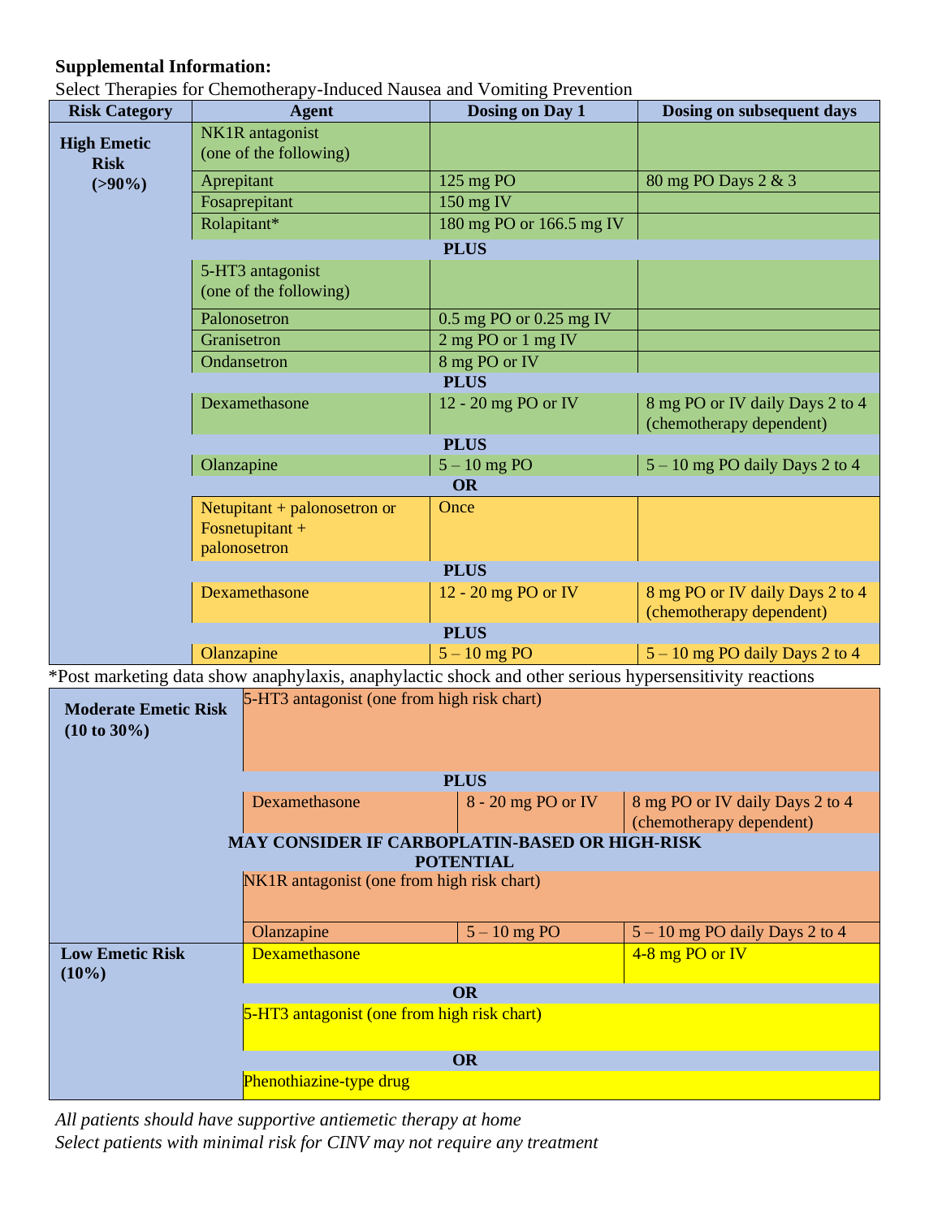**Supplemental Information:**

Select Therapies for Chemotherapy-Induced Nausea and Vomiting Prevention

| Risk Category | Agent | Dosing on Day 1 | Dosing on subsequent days |
|---|---|---|---|
| **High Emetic Risk (>90%)** | NK1R antagonist (one of the following) | | |
| | Aprepitant | 125 mg PO | 80 mg PO Days 2 & 3 |
| | Fosaprepitant | 150 mg IV | |
| | Rolapitant* | 180 mg PO or 166.5 mg IV | |
| | **PLUS** | | |
| | 5-HT3 antagonist (one of the following) | | |
| | Palonosetron | 0.5 mg PO or 0.25 mg IV | |
| | Granisetron | 2 mg PO or 1 mg IV | |
| | Ondansetron | 8 mg PO or IV | |
| | **PLUS** | | |
| | Dexamethasone | 12 - 20 mg PO or IV | 8 mg PO or IV daily Days 2 to 4 (chemotherapy dependent) |
| | **PLUS** | | |
| | Olanzapine | 5 – 10 mg PO | 5 – 10 mg PO daily Days 2 to 4 |
| | **OR** | | |
| | Netupitant + palonosetron or Fosnetupitant + palonosetron | Once | |
| | **PLUS** | | |
| | Dexamethasone | 12 - 20 mg PO or IV | 8 mg PO or IV daily Days 2 to 4 (chemotherapy dependent) |
| | **PLUS** | | |
| | Olanzapine | 5 – 10 mg PO | 5 – 10 mg PO daily Days 2 to 4 |

*Post marketing data show anaphylaxis, anaphylactic shock and other serious hypersensitivity reactions

| Risk Category | Agent | Dosing on Day 1 | Dosing on subsequent days |
|---|---|---|---|
| **Moderate Emetic Risk (10 to 30%)** | 5-HT3 antagonist (one from high risk chart) | | |
| | **PLUS** | | |
| | Dexamethasone | 8 - 20 mg PO or IV | 8 mg PO or IV daily Days 2 to 4 (chemotherapy dependent) |
| | **MAY CONSIDER IF CARBOPLATIN-BASED OR HIGH-RISK POTENTIAL** | | |
| | NK1R antagonist (one from high risk chart) | | |
| | Olanzapine | 5 – 10 mg PO | 5 – 10 mg PO daily Days 2 to 4 |
| **Low Emetic Risk (10%)** | Dexamethasone | | 4-8 mg PO or IV |
| | **OR** | | |
| | 5-HT3 antagonist (one from high risk chart) | | |
| | **OR** | | |
| | Phenothiazine-type drug | | |

*All patients should have supportive antiemetic therapy at home*

*Select patients with minimal risk for CINV may not require any treatment*